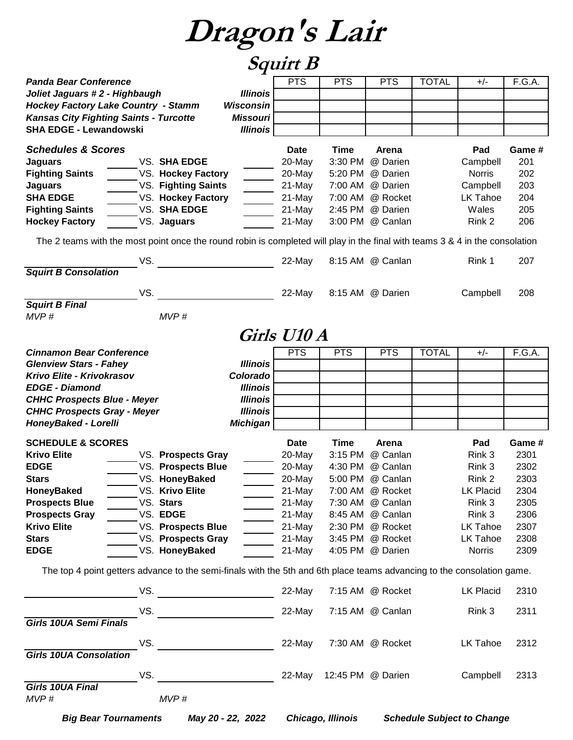# Dragon's Lair

## Squirt B

| Panda Bear Conference | | PTS | PTS | PTS | TOTAL | +/- | F.G.A. |
|---|---|---|---|---|---|---|---|
| Joliet Jaguars # 2 - Highbaugh | Illinois | | | | | | |
| Hockey Factory Lake Country - Stamm | Wisconsin | | | | | | |
| Kansas City Fighting Saints - Turcotte | Missouri | | | | | | |
| SHA EDGE - Lewandowski | Illinois | | | | | | |

| Schedules & Scores | | | | Date | Time | Arena | Pad | Game # |
|---|---|---|---|---|---|---|---|---|
| Jaguars | | VS. SHA EDGE | | 20-May | 3:30 PM | @ Darien | Campbell | 201 |
| Fighting Saints | | VS. Hockey Factory | | 20-May | 5:20 PM | @ Darien | Norris | 202 |
| Jaguars | | VS. Fighting Saints | | 21-May | 7:00 AM | @ Darien | Campbell | 203 |
| SHA EDGE | | VS. Hockey Factory | | 21-May | 7:00 AM | @ Rocket | LK Tahoe | 204 |
| Fighting Saints | | VS. SHA EDGE | | 21-May | 2:45 PM | @ Darien | Wales | 205 |
| Hockey Factory | | VS. Jaguars | | 21-May | 3:00 PM | @ Canlan | Rink 2 | 206 |

The 2 teams with the most point once the round robin is completed will play in the final with teams 3 & 4 in the consolation

| | | Date | Time | Arena | Pad | Game # |
|---|---|---|---|---|---|---|
| ______ VS. ______ | *Squirt B Consolation* | 22-May | 8:15 AM | @ Canlan | Rink 1 | 207 |
| ______ VS. ______ | *Squirt B Final* | 22-May | 8:15 AM | @ Darien | Campbell | 208 |

*MVP #* *MVP #*

## Girls U10 A

| Cinnamon Bear Conference | | PTS | PTS | PTS | TOTAL | +/- | F.G.A. |
|---|---|---|---|---|---|---|---|
| Glenview Stars - Fahey | Illinois | | | | | | |
| Krivo Elite - Krivokrasov | Colorado | | | | | | |
| EDGE - Diamond | Illinois | | | | | | |
| CHHC Prospects Blue - Meyer | Illinois | | | | | | |
| CHHC Prospects Gray - Meyer | Illinois | | | | | | |
| HoneyBaked - Lorelli | Michigan | | | | | | |

| SCHEDULE & SCORES | | | | Date | Time | Arena | Pad | Game # |
|---|---|---|---|---|---|---|---|---|
| Krivo Elite | | VS. Prospects Gray | | 20-May | 3:15 PM | @ Canlan | Rink 3 | 2301 |
| EDGE | | VS. Prospects Blue | | 20-May | 4:30 PM | @ Canlan | Rink 3 | 2302 |
| Stars | | VS. HoneyBaked | | 20-May | 5:00 PM | @ Canlan | Rink 2 | 2303 |
| HoneyBaked | | VS. Krivo Elite | | 21-May | 7:00 AM | @ Rocket | LK Placid | 2304 |
| Prospects Blue | | VS. Stars | | 21-May | 7:30 AM | @ Canlan | Rink 3 | 2305 |
| Prospects Gray | | VS. EDGE | | 21-May | 8:45 AM | @ Canlan | Rink 3 | 2306 |
| Krivo Elite | | VS. Prospects Blue | | 21-May | 2:30 PM | @ Rocket | LK Tahoe | 2307 |
| Stars | | VS. Prospects Gray | | 21-May | 3:45 PM | @ Rocket | LK Tahoe | 2308 |
| EDGE | | VS. HoneyBaked | | 21-May | 4:05 PM | @ Darien | Norris | 2309 |

The top 4 point getters advance to the semi-finals with the 5th and 6th place teams advancing to the consolation game.

| | | Date | Time | Arena | Pad | Game # |
|---|---|---|---|---|---|---|
| ______ VS. ______ | | 22-May | 7:15 AM | @ Rocket | LK Placid | 2310 |
| ______ VS. ______ | *Girls 10UA Semi Finals* | 22-May | 7:15 AM | @ Canlan | Rink 3 | 2311 |
| ______ VS. ______ | *Girls 10UA Consolation* | 22-May | 7:30 AM | @ Rocket | LK Tahoe | 2312 |
| ______ VS. ______ | *Girls 10UA Final* | 22-May | 12:45 PM | @ Darien | Campbell | 2313 |

*MVP #* *MVP #*

*Big Bear Tournaments* *May 20 - 22, 2022* *Chicago, Illinois* *Schedule Subject to Change*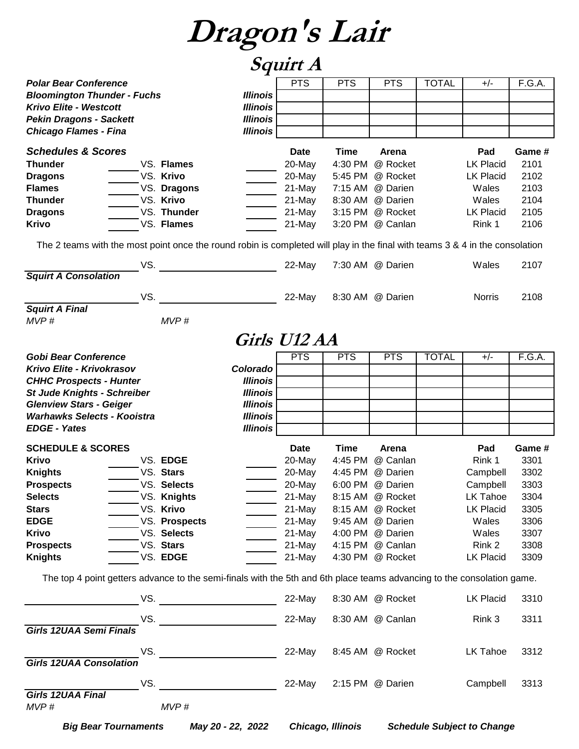# Dragon's Lair

## Squirt A

| Polar Bear Conference | | PTS | PTS | PTS | TOTAL | +/- | F.G.A. |
|---|---|---|---|---|---|---|---|
| Bloomington Thunder - Fuchs | Illinois | | | | | | |
| Krivo Elite - Westcott | Illinois | | | | | | |
| Pekin Dragons - Sackett | Illinois | | | | | | |
| Chicago Flames - Fina | Illinois | | | | | | |

| Schedules & Scores | | | | Date | Time | Arena | Pad | Game # |
|---|---|---|---|---|---|---|---|---|
| **Thunder** | | VS. **Flames** | | 20-May | 4:30 PM | @ Rocket | LK Placid | 2101 |
| **Dragons** | | VS. **Krivo** | | 20-May | 5:45 PM | @ Rocket | LK Placid | 2102 |
| **Flames** | | VS. **Dragons** | | 21-May | 7:15 AM | @ Darien | Wales | 2103 |
| **Thunder** | | VS. **Krivo** | | 21-May | 8:30 AM | @ Darien | Wales | 2104 |
| **Dragons** | | VS. **Thunder** | | 21-May | 3:15 PM | @ Rocket | LK Placid | 2105 |
| **Krivo** | | VS. **Flames** | | 21-May | 3:20 PM | @ Canlan | Rink 1 | 2106 |

The 2 teams with the most point once the round robin is completed will play in the final with teams 3 & 4 in the consolation

| | | | Date | Time | Arena | Pad | Game # |
|---|---|---|---|---|---|---|---|
| **Squirt A Consolation** | VS. | | 22-May | 7:30 AM | @ Darien | Wales | 2107 |
| **Squirt A Final** | VS. | | 22-May | 8:30 AM | @ Darien | Norris | 2108 |

*MVP #* *MVP #*

## Girls U12 AA

| Gobi Bear Conference | | PTS | PTS | PTS | TOTAL | +/- | F.G.A. |
|---|---|---|---|---|---|---|---|
| Krivo Elite - Krivokrasov | Colorado | | | | | | |
| CHHC Prospects - Hunter | Illinois | | | | | | |
| St Jude Knights - Schreiber | Illinois | | | | | | |
| Glenview Stars - Geiger | Illinois | | | | | | |
| Warhawks Selects - Kooistra | Illinois | | | | | | |
| EDGE - Yates | Illinois | | | | | | |

| SCHEDULE & SCORES | | | | Date | Time | Arena | Pad | Game # |
|---|---|---|---|---|---|---|---|---|
| **Krivo** | | VS. **EDGE** | | 20-May | 4:45 PM | @ Canlan | Rink 1 | 3301 |
| **Knights** | | VS. **Stars** | | 20-May | 4:45 PM | @ Darien | Campbell | 3302 |
| **Prospects** | | VS. **Selects** | | 20-May | 6:00 PM | @ Darien | Campbell | 3303 |
| **Selects** | | VS. **Knights** | | 21-May | 8:15 AM | @ Rocket | LK Tahoe | 3304 |
| **Stars** | | VS. **Krivo** | | 21-May | 8:15 AM | @ Rocket | LK Placid | 3305 |
| **EDGE** | | VS. **Prospects** | | 21-May | 9:45 AM | @ Darien | Wales | 3306 |
| **Krivo** | | VS. **Selects** | | 21-May | 4:00 PM | @ Darien | Wales | 3307 |
| **Prospects** | | VS. **Stars** | | 21-May | 4:15 PM | @ Canlan | Rink 2 | 3308 |
| **Knights** | | VS. **EDGE** | | 21-May | 4:30 PM | @ Rocket | LK Placid | 3309 |

The top 4 point getters advance to the semi-finals with the 5th and 6th place teams advancing to the consolation game.

| | | | Date | Time | Arena | Pad | Game # |
|---|---|---|---|---|---|---|---|
| | VS. | | 22-May | 8:30 AM | @ Rocket | LK Placid | 3310 |
| **Girls 12UAA Semi Finals** | VS. | | 22-May | 8:30 AM | @ Canlan | Rink 3 | 3311 |
| **Girls 12UAA Consolation** | VS. | | 22-May | 8:45 AM | @ Rocket | LK Tahoe | 3312 |
| **Girls 12UAA Final** | VS. | | 22-May | 2:15 PM | @ Darien | Campbell | 3313 |

*MVP #* *MVP #*

*Big Bear Tournaments* *May 20 - 22, 2022* *Chicago, Illinois* *Schedule Subject to Change*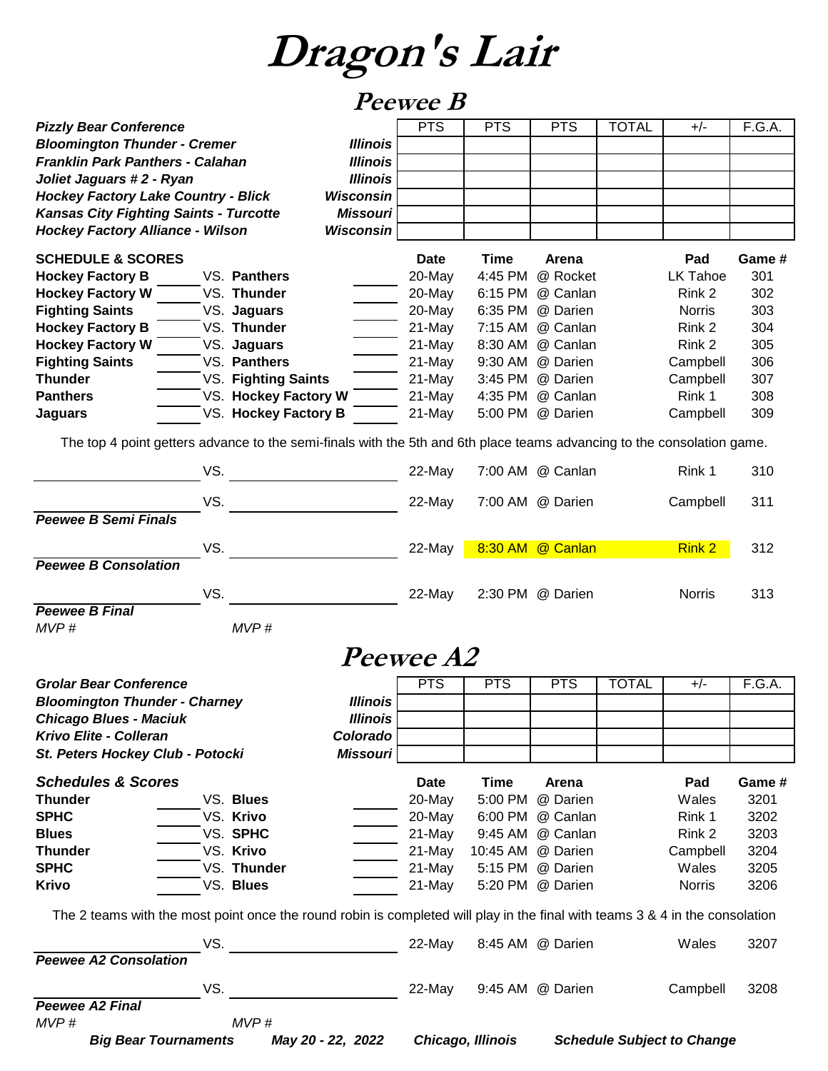# Dragon's Lair

## Peewee B

| Pizzly Bear Conference | | PTS | PTS | PTS | TOTAL | +/- | F.G.A. |
|---|---|---|---|---|---|---|---|
| Bloomington Thunder - Cremer | Illinois | | | | | | |
| Franklin Park Panthers - Calahan | Illinois | | | | | | |
| Joliet Jaguars # 2 - Ryan | Illinois | | | | | | |
| Hockey Factory Lake Country - Blick | Wisconsin | | | | | | |
| Kansas City Fighting Saints - Turcotte | Missouri | | | | | | |
| Hockey Factory Alliance - Wilson | Wisconsin | | | | | | |

| SCHEDULE & SCORES | | | | Date | Time | Arena | Pad | Game # |
|---|---|---|---|---|---|---|---|---|
| Hockey Factory B | | VS. Panthers | | 20-May | 4:45 PM | @ Rocket | LK Tahoe | 301 |
| Hockey Factory W | | VS. Thunder | | 20-May | 6:15 PM | @ Canlan | Rink 2 | 302 |
| Fighting Saints | | VS. Jaguars | | 20-May | 6:35 PM | @ Darien | Norris | 303 |
| Hockey Factory B | | VS. Thunder | | 21-May | 7:15 AM | @ Canlan | Rink 2 | 304 |
| Hockey Factory W | | VS. Jaguars | | 21-May | 8:30 AM | @ Canlan | Rink 2 | 305 |
| Fighting Saints | | VS. Panthers | | 21-May | 9:30 AM | @ Darien | Campbell | 306 |
| Thunder | | VS. Fighting Saints | | 21-May | 3:45 PM | @ Darien | Campbell | 307 |
| Panthers | | VS. Hockey Factory W | | 21-May | 4:35 PM | @ Canlan | Rink 1 | 308 |
| Jaguars | | VS. Hockey Factory B | | 21-May | 5:00 PM | @ Darien | Campbell | 309 |

The top 4 point getters advance to the semi-finals with the 5th and 6th place teams advancing to the consolation game.

| | | | Date | Time | Arena | Pad | Game # |
|---|---|---|---|---|---|---|---|
| | VS. | | 22-May | 7:00 AM | @ Canlan | Rink 1 | 310 |
| | VS. | | 22-May | 7:00 AM | @ Darien | Campbell | 311 |
| **Peewee B Semi Finals** | | | | | | | |
| | VS. | | 22-May | 8:30 AM | @ Canlan | Rink 2 | 312 |
| **Peewee B Consolation** | | | | | | | |
| | VS. | | 22-May | 2:30 PM | @ Darien | Norris | 313 |
| **Peewee B Final** | | | | | | | |

*MVP #* *MVP #*

## Peewee A2

| Grolar Bear Conference | | PTS | PTS | PTS | TOTAL | +/- | F.G.A. |
|---|---|---|---|---|---|---|---|
| Bloomington Thunder - Charney | Illinois | | | | | | |
| Chicago Blues - Maciuk | Illinois | | | | | | |
| Krivo Elite - Colleran | Colorado | | | | | | |
| St. Peters Hockey Club - Potocki | Missouri | | | | | | |

| Schedules & Scores | | | | Date | Time | Arena | Pad | Game # |
|---|---|---|---|---|---|---|---|---|
| Thunder | | VS. Blues | | 20-May | 5:00 PM | @ Darien | Wales | 3201 |
| SPHC | | VS. Krivo | | 20-May | 6:00 PM | @ Canlan | Rink 1 | 3202 |
| Blues | | VS. SPHC | | 21-May | 9:45 AM | @ Canlan | Rink 2 | 3203 |
| Thunder | | VS. Krivo | | 21-May | 10:45 AM | @ Darien | Campbell | 3204 |
| SPHC | | VS. Thunder | | 21-May | 5:15 PM | @ Darien | Wales | 3205 |
| Krivo | | VS. Blues | | 21-May | 5:20 PM | @ Darien | Norris | 3206 |

The 2 teams with the most point once the round robin is completed will play in the final with teams 3 & 4 in the consolation

| | | | Date | Time | Arena | Pad | Game # |
|---|---|---|---|---|---|---|---|
| | VS. | | 22-May | 8:45 AM | @ Darien | Wales | 3207 |
| **Peewee A2 Consolation** | | | | | | | |
| | VS. | | 22-May | 9:45 AM | @ Darien | Campbell | 3208 |
| **Peewee A2 Final** | | | | | | | |

*MVP #* *MVP #*

***Big Bear Tournaments*** ***May 20 - 22, 2022*** ***Chicago, Illinois*** ***Schedule Subject to Change***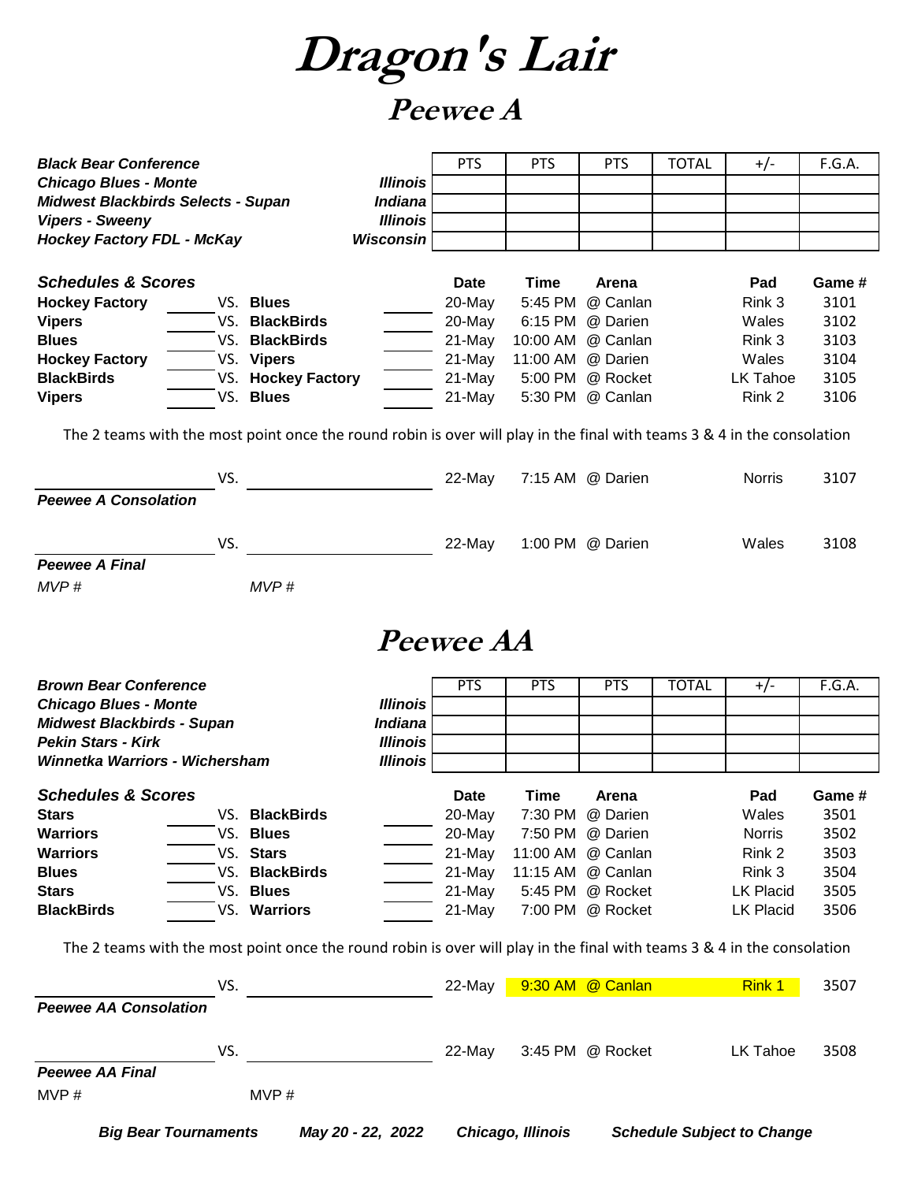# Dragon's Lair

## Peewee A

| Black Bear Conference | | PTS | PTS | PTS | TOTAL | +/- | F.G.A. |
|---|---|---|---|---|---|---|---|
| *Chicago Blues - Monte* | *Illinois* | | | | | | |
| *Midwest Blackbirds Selects - Supan* | *Indiana* | | | | | | |
| *Vipers - Sweeny* | *Illinois* | | | | | | |
| *Hockey Factory FDL - McKay* | *Wisconsin* | | | | | | |

| Schedules & Scores | | | | Date | Time | Arena | Pad | Game # |
|---|---|---|---|---|---|---|---|---|
| **Hockey Factory** | VS. | **Blues** | | 20-May | 5:45 PM | @ Canlan | Rink 3 | 3101 |
| **Vipers** | VS. | **BlackBirds** | | 20-May | 6:15 PM | @ Darien | Wales | 3102 |
| **Blues** | VS. | **BlackBirds** | | 21-May | 10:00 AM | @ Canlan | Rink 3 | 3103 |
| **Hockey Factory** | VS. | **Vipers** | | 21-May | 11:00 AM | @ Darien | Wales | 3104 |
| **BlackBirds** | VS. | **Hockey Factory** | | 21-May | 5:00 PM | @ Rocket | LK Tahoe | 3105 |
| **Vipers** | VS. | **Blues** | | 21-May | 5:30 PM | @ Canlan | Rink 2 | 3106 |

The 2 teams with the most point once the round robin is over will play in the final with teams 3 & 4 in the consolation

| | | | Date | Time | Arena | Pad | Game # |
|---|---|---|---|---|---|---|---|
| ______ | VS. | ______ | 22-May | 7:15 AM | @ Darien | Norris | 3107 |
| *Peewee A Consolation* | | | | | | | |
| ______ | VS. | ______ | 22-May | 1:00 PM | @ Darien | Wales | 3108 |
| *Peewee A Final* | | | | | | | |

*MVP #* *MVP #*

## Peewee AA

| Brown Bear Conference | | PTS | PTS | PTS | TOTAL | +/- | F.G.A. |
|---|---|---|---|---|---|---|---|
| *Chicago Blues - Monte* | *Illinois* | | | | | | |
| *Midwest Blackbirds - Supan* | *Indiana* | | | | | | |
| *Pekin Stars - Kirk* | *Illinois* | | | | | | |
| *Winnetka Warriors - Wichersham* | *Illinois* | | | | | | |

| Schedules & Scores | | | | Date | Time | Arena | Pad | Game # |
|---|---|---|---|---|---|---|---|---|
| **Stars** | VS. | **BlackBirds** | | 20-May | 7:30 PM | @ Darien | Wales | 3501 |
| **Warriors** | VS. | **Blues** | | 20-May | 7:50 PM | @ Darien | Norris | 3502 |
| **Warriors** | VS. | **Stars** | | 21-May | 11:00 AM | @ Canlan | Rink 2 | 3503 |
| **Blues** | VS. | **BlackBirds** | | 21-May | 11:15 AM | @ Canlan | Rink 3 | 3504 |
| **Stars** | VS. | **Blues** | | 21-May | 5:45 PM | @ Rocket | LK Placid | 3505 |
| **BlackBirds** | VS. | **Warriors** | | 21-May | 7:00 PM | @ Rocket | LK Placid | 3506 |

The 2 teams with the most point once the round robin is over will play in the final with teams 3 & 4 in the consolation

| | | | Date | Time | Arena | Pad | Game # |
|---|---|---|---|---|---|---|---|
| ______ | VS. | ______ | 22-May | 9:30 AM | @ Canlan | Rink 1 | 3507 |
| *Peewee AA Consolation* | | | | | | | |
| ______ | VS. | ______ | 22-May | 3:45 PM | @ Rocket | LK Tahoe | 3508 |
| *Peewee AA Final* | | | | | | | |

MVP # MVP #

***Big Bear Tournaments*** ***May 20 - 22, 2022*** ***Chicago, Illinois*** ***Schedule Subject to Change***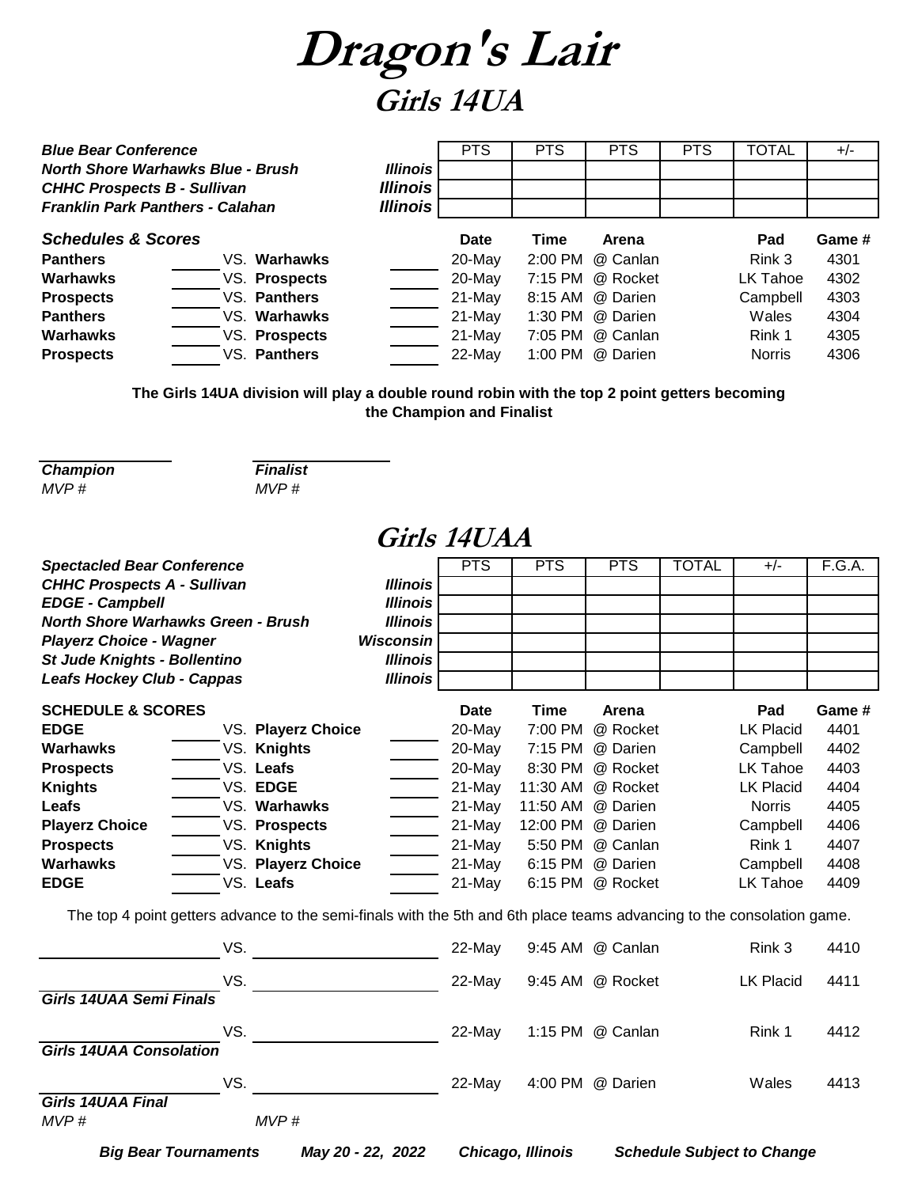# Dragon's Lair

## Girls 14UA

| *Blue Bear Conference* | | PTS | PTS | PTS | PTS | TOTAL | +/- |
|---|---|---|---|---|---|---|---|
| *North Shore Warhawks Blue - Brush* | *Illinois* | | | | | | |
| *CHHC Prospects B - Sullivan* | *Illinois* | | | | | | |
| *Franklin Park Panthers - Calahan* | *Illinois* | | | | | | |

| *Schedules & Scores* | | | | Date | Time | Arena | Pad | Game # |
|---|---|---|---|---|---|---|---|---|
| **Panthers** | | VS. **Warhawks** | | 20-May | 2:00 PM | @ Canlan | Rink 3 | 4301 |
| **Warhawks** | | VS. **Prospects** | | 20-May | 7:15 PM | @ Rocket | LK Tahoe | 4302 |
| **Prospects** | | VS. **Panthers** | | 21-May | 8:15 AM | @ Darien | Campbell | 4303 |
| **Panthers** | | VS. **Warhawks** | | 21-May | 1:30 PM | @ Darien | Wales | 4304 |
| **Warhawks** | | VS. **Prospects** | | 21-May | 7:05 PM | @ Canlan | Rink 1 | 4305 |
| **Prospects** | | VS. **Panthers** | | 22-May | 1:00 PM | @ Darien | Norris | 4306 |

**The Girls 14UA division will play a double round robin with the top 2 point getters becoming the Champion and Finalist**

***Champion*** ______________ ***Finalist*** ______________

*MVP #* *MVP #*

## Girls 14UAA

| *Spectacled Bear Conference* | | PTS | PTS | PTS | TOTAL | +/- | F.G.A. |
|---|---|---|---|---|---|---|---|
| *CHHC Prospects A - Sullivan* | *Illinois* | | | | | | |
| *EDGE - Campbell* | *Illinois* | | | | | | |
| *North Shore Warhawks Green - Brush* | *Illinois* | | | | | | |
| *Playerz Choice - Wagner* | *Wisconsin* | | | | | | |
| *St Jude Knights - Bollentino* | *Illinois* | | | | | | |
| *Leafs Hockey Club - Cappas* | *Illinois* | | | | | | |

| **SCHEDULE & SCORES** | | | | Date | Time | Arena | Pad | Game # |
|---|---|---|---|---|---|---|---|---|
| **EDGE** | | VS. **Playerz Choice** | | 20-May | 7:00 PM | @ Rocket | LK Placid | 4401 |
| **Warhawks** | | VS. **Knights** | | 20-May | 7:15 PM | @ Darien | Campbell | 4402 |
| **Prospects** | | VS. **Leafs** | | 20-May | 8:30 PM | @ Rocket | LK Tahoe | 4403 |
| **Knights** | | VS. **EDGE** | | 21-May | 11:30 AM | @ Rocket | LK Placid | 4404 |
| **Leafs** | | VS. **Warhawks** | | 21-May | 11:50 AM | @ Darien | Norris | 4405 |
| **Playerz Choice** | | VS. **Prospects** | | 21-May | 12:00 PM | @ Darien | Campbell | 4406 |
| **Prospects** | | VS. **Knights** | | 21-May | 5:50 PM | @ Canlan | Rink 1 | 4407 |
| **Warhawks** | | VS. **Playerz Choice** | | 21-May | 6:15 PM | @ Darien | Campbell | 4408 |
| **EDGE** | | VS. **Leafs** | | 21-May | 6:15 PM | @ Rocket | LK Tahoe | 4409 |

The top 4 point getters advance to the semi-finals with the 5th and 6th place teams advancing to the consolation game.

| | | Date | Time | Arena | Pad | Game # |
|---|---|---|---|---|---|---|
| ______________ VS. ______________ | | 22-May | 9:45 AM | @ Canlan | Rink 3 | 4410 |
| ______________ VS. ______________ | | 22-May | 9:45 AM | @ Rocket | LK Placid | 4411 |
| ***Girls 14UAA Semi Finals*** | | | | | | |
| ______________ VS. ______________ | | 22-May | 1:15 PM | @ Canlan | Rink 1 | 4412 |
| ***Girls 14UAA Consolation*** | | | | | | |
| ______________ VS. ______________ | | 22-May | 4:00 PM | @ Darien | Wales | 4413 |
| ***Girls 14UAA Final*** | | | | | | |

*MVP #* *MVP #*

***Big Bear Tournaments*** ***May 20 - 22, 2022*** ***Chicago, Illinois*** ***Schedule Subject to Change***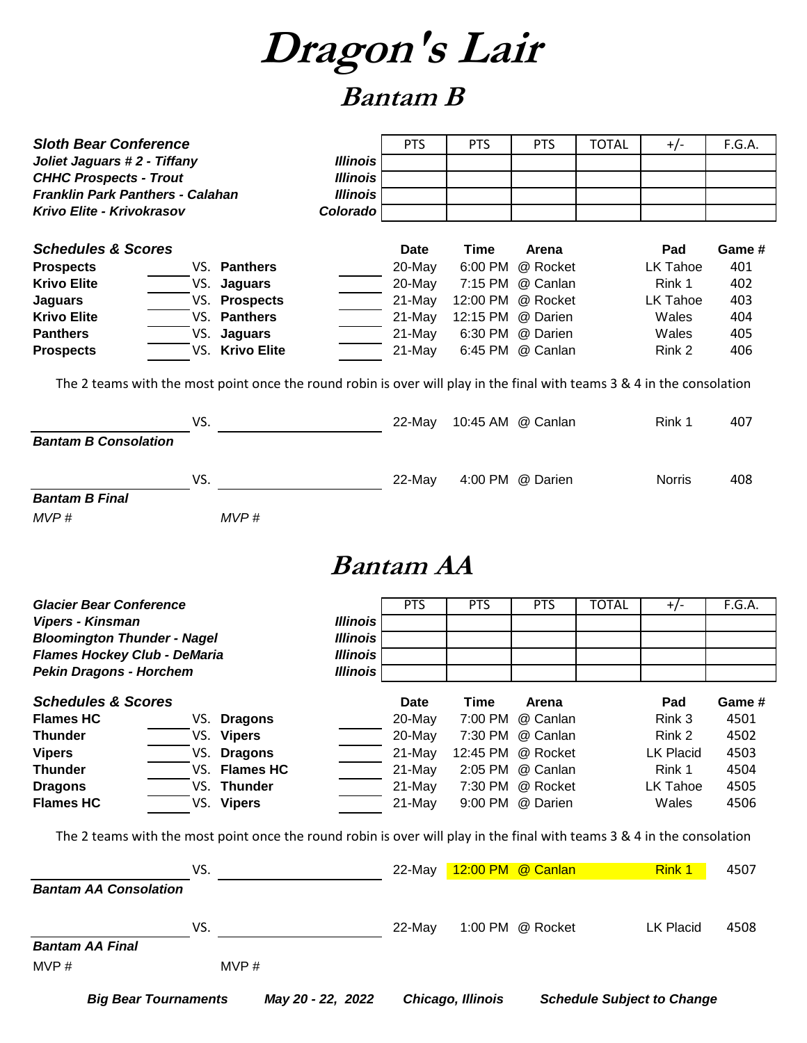# Dragon's Lair

## Bantam B

| Sloth Bear Conference | | PTS | PTS | PTS | TOTAL | +/- | F.G.A. |
|---|---|---|---|---|---|---|---|
| ***Joliet Jaguars # 2 - Tiffany*** | ***Illinois*** | | | | | | |
| ***CHHC Prospects - Trout*** | ***Illinois*** | | | | | | |
| ***Franklin Park Panthers - Calahan*** | ***Illinois*** | | | | | | |
| ***Krivo Elite - Krivokrasov*** | ***Colorado*** | | | | | | |

| Schedules & Scores | | | | | Date | Time | Arena | Pad | Game # |
|---|---|---|---|---|---|---|---|---|---|
| **Prospects** | | VS. | **Panthers** | | 20-May | 6:00 PM | @ Rocket | LK Tahoe | 401 |
| **Krivo Elite** | | VS. | **Jaguars** | | 20-May | 7:15 PM | @ Canlan | Rink 1 | 402 |
| **Jaguars** | | VS. | **Prospects** | | 21-May | 12:00 PM | @ Rocket | LK Tahoe | 403 |
| **Krivo Elite** | | VS. | **Panthers** | | 21-May | 12:15 PM | @ Darien | Wales | 404 |
| **Panthers** | | VS. | **Jaguars** | | 21-May | 6:30 PM | @ Darien | Wales | 405 |
| **Prospects** | | VS. | **Krivo Elite** | | 21-May | 6:45 PM | @ Canlan | Rink 2 | 406 |

The 2 teams with the most point once the round robin is over will play in the final with teams 3 & 4 in the consolation

| | VS. | | Date | Time | Arena | Pad | Game # |
|---|---|---|---|---|---|---|---|
| ***Bantam B Consolation*** | VS. | | 22-May | 10:45 AM | @ Canlan | Rink 1 | 407 |
| ***Bantam B Final*** | VS. | | 22-May | 4:00 PM | @ Darien | Norris | 408 |

*MVP #* *MVP #*

## Bantam AA

| Glacier Bear Conference | | PTS | PTS | PTS | TOTAL | +/- | F.G.A. |
|---|---|---|---|---|---|---|---|
| ***Vipers - Kinsman*** | ***Illinois*** | | | | | | |
| ***Bloomington Thunder - Nagel*** | ***Illinois*** | | | | | | |
| ***Flames Hockey Club - DeMaria*** | ***Illinois*** | | | | | | |
| ***Pekin Dragons - Horchem*** | ***Illinois*** | | | | | | |

| Schedules & Scores | | | | | Date | Time | Arena | Pad | Game # |
|---|---|---|---|---|---|---|---|---|---|
| **Flames HC** | | VS. | **Dragons** | | 20-May | 7:00 PM | @ Canlan | Rink 3 | 4501 |
| **Thunder** | | VS. | **Vipers** | | 20-May | 7:30 PM | @ Canlan | Rink 2 | 4502 |
| **Vipers** | | VS. | **Dragons** | | 21-May | 12:45 PM | @ Rocket | LK Placid | 4503 |
| **Thunder** | | VS. | **Flames HC** | | 21-May | 2:05 PM | @ Canlan | Rink 1 | 4504 |
| **Dragons** | | VS. | **Thunder** | | 21-May | 7:30 PM | @ Rocket | LK Tahoe | 4505 |
| **Flames HC** | | VS. | **Vipers** | | 21-May | 9:00 PM | @ Darien | Wales | 4506 |

The 2 teams with the most point once the round robin is over will play in the final with teams 3 & 4 in the consolation

| | VS. | | Date | Time | Arena | Pad | Game # |
|---|---|---|---|---|---|---|---|
| ***Bantam AA Consolation*** | VS. | | 22-May | 12:00 PM | @ Canlan | Rink 1 | 4507 |
| ***Bantam AA Final*** | VS. | | 22-May | 1:00 PM | @ Rocket | LK Placid | 4508 |

MVP # MVP #

***Big Bear Tournaments*** ***May 20 - 22, 2022*** ***Chicago, Illinois*** ***Schedule Subject to Change***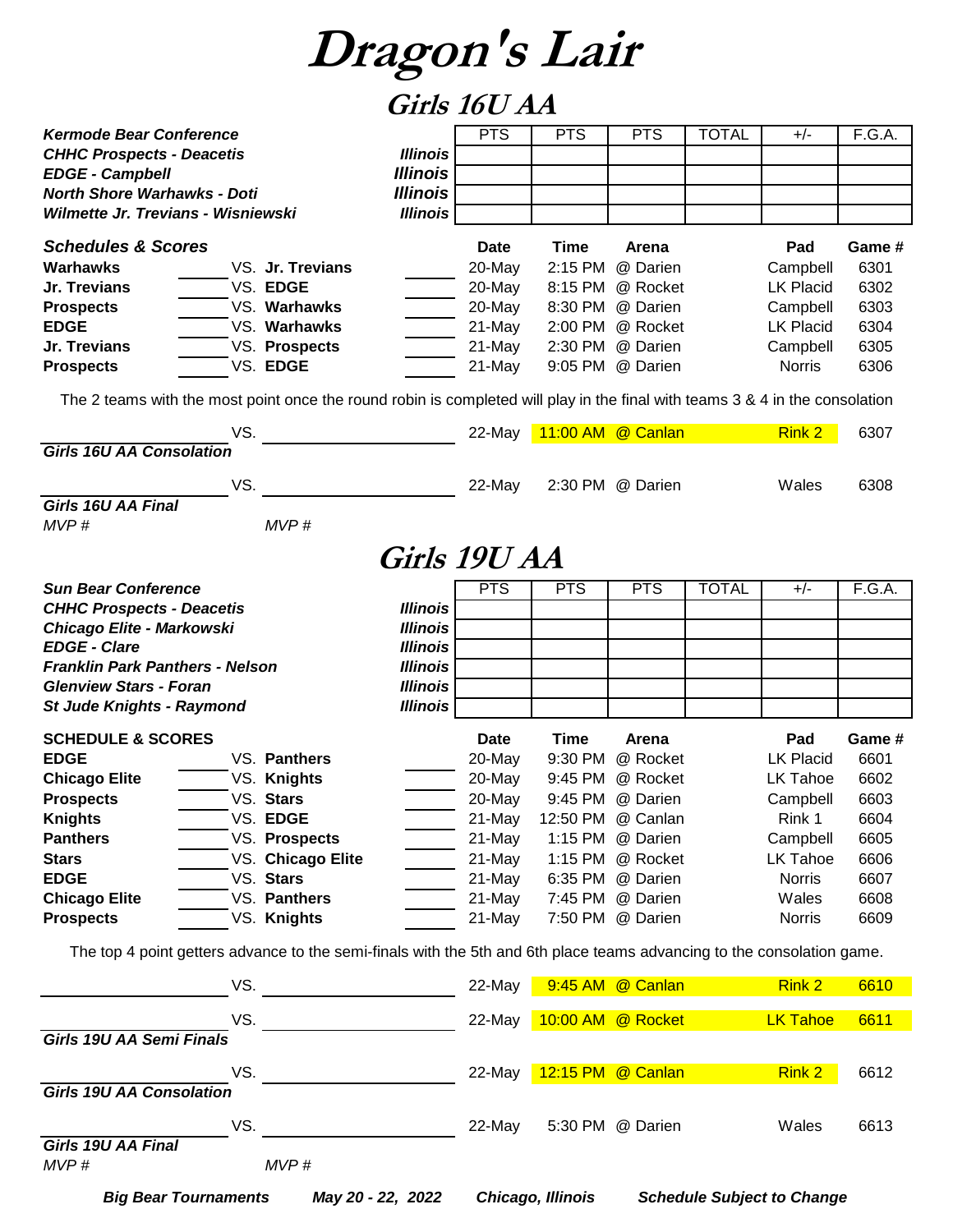# Dragon's Lair

## Girls 16U AA

| ***Kermode Bear Conference*** | | PTS | PTS | PTS | TOTAL | +/- | F.G.A. |
|---|---|---|---|---|---|---|---|
| ***CHHC Prospects - Deacetis*** | ***Illinois*** | | | | | | |
| ***EDGE - Campbell*** | ***Illinois*** | | | | | | |
| ***North Shore Warhawks - Doti*** | ***Illinois*** | | | | | | |
| ***Wilmette Jr. Trevians - Wisniewski*** | ***Illinois*** | | | | | | |

| ***Schedules & Scores*** | | | | Date | Time | Arena | Pad | Game # |
|---|---|---|---|---|---|---|---|---|
| **Warhawks** | | VS. **Jr. Trevians** | | 20-May | 2:15 PM | @ Darien | Campbell | 6301 |
| **Jr. Trevians** | | VS. **EDGE** | | 20-May | 8:15 PM | @ Rocket | LK Placid | 6302 |
| **Prospects** | | VS. **Warhawks** | | 20-May | 8:30 PM | @ Darien | Campbell | 6303 |
| **EDGE** | | VS. **Warhawks** | | 21-May | 2:00 PM | @ Rocket | LK Placid | 6304 |
| **Jr. Trevians** | | VS. **Prospects** | | 21-May | 2:30 PM | @ Darien | Campbell | 6305 |
| **Prospects** | | VS. **EDGE** | | 21-May | 9:05 PM | @ Darien | Norris | 6306 |

The 2 teams with the most point once the round robin is completed will play in the final with teams 3 & 4 in the consolation

| | | Date | Time | Arena | Pad | Game # |
|---|---|---|---|---|---|---|
| ___ VS. ___ | ***Girls 16U AA Consolation*** | 22-May | 11:00 AM | @ Canlan | Rink 2 | 6307 |
| ___ VS. ___ | ***Girls 16U AA Final*** | 22-May | 2:30 PM | @ Darien | Wales | 6308 |

*MVP #* *MVP #*

## Girls 19U AA

| ***Sun Bear Conference*** | | PTS | PTS | PTS | TOTAL | +/- | F.G.A. |
|---|---|---|---|---|---|---|---|
| ***CHHC Prospects - Deacetis*** | ***Illinois*** | | | | | | |
| ***Chicago Elite - Markowski*** | ***Illinois*** | | | | | | |
| ***EDGE - Clare*** | ***Illinois*** | | | | | | |
| ***Franklin Park Panthers - Nelson*** | ***Illinois*** | | | | | | |
| ***Glenview Stars - Foran*** | ***Illinois*** | | | | | | |
| ***St Jude Knights - Raymond*** | ***Illinois*** | | | | | | |

| **SCHEDULE & SCORES** | | | | Date | Time | Arena | Pad | Game # |
|---|---|---|---|---|---|---|---|---|
| **EDGE** | | VS. **Panthers** | | 20-May | 9:30 PM | @ Rocket | LK Placid | 6601 |
| **Chicago Elite** | | VS. **Knights** | | 20-May | 9:45 PM | @ Rocket | LK Tahoe | 6602 |
| **Prospects** | | VS. **Stars** | | 20-May | 9:45 PM | @ Darien | Campbell | 6603 |
| **Knights** | | VS. **EDGE** | | 21-May | 12:50 PM | @ Canlan | Rink 1 | 6604 |
| **Panthers** | | VS. **Prospects** | | 21-May | 1:15 PM | @ Darien | Campbell | 6605 |
| **Stars** | | VS. **Chicago Elite** | | 21-May | 1:15 PM | @ Rocket | LK Tahoe | 6606 |
| **EDGE** | | VS. **Stars** | | 21-May | 6:35 PM | @ Darien | Norris | 6607 |
| **Chicago Elite** | | VS. **Panthers** | | 21-May | 7:45 PM | @ Darien | Wales | 6608 |
| **Prospects** | | VS. **Knights** | | 21-May | 7:50 PM | @ Darien | Norris | 6609 |

The top 4 point getters advance to the semi-finals with the 5th and 6th place teams advancing to the consolation game.

| | | Date | Time | Arena | Pad | Game # |
|---|---|---|---|---|---|---|
| ___ VS. ___ | | 22-May | 9:45 AM | @ Canlan | Rink 2 | 6610 |
| ___ VS. ___ | ***Girls 19U AA Semi Finals*** | 22-May | 10:00 AM | @ Rocket | LK Tahoe | 6611 |
| ___ VS. ___ | ***Girls 19U AA Consolation*** | 22-May | 12:15 PM | @ Canlan | Rink 2 | 6612 |
| ___ VS. ___ | ***Girls 19U AA Final*** | 22-May | 5:30 PM | @ Darien | Wales | 6613 |

*MVP #* *MVP #*

***Big Bear Tournaments*** ***May 20 - 22, 2022*** ***Chicago, Illinois*** ***Schedule Subject to Change***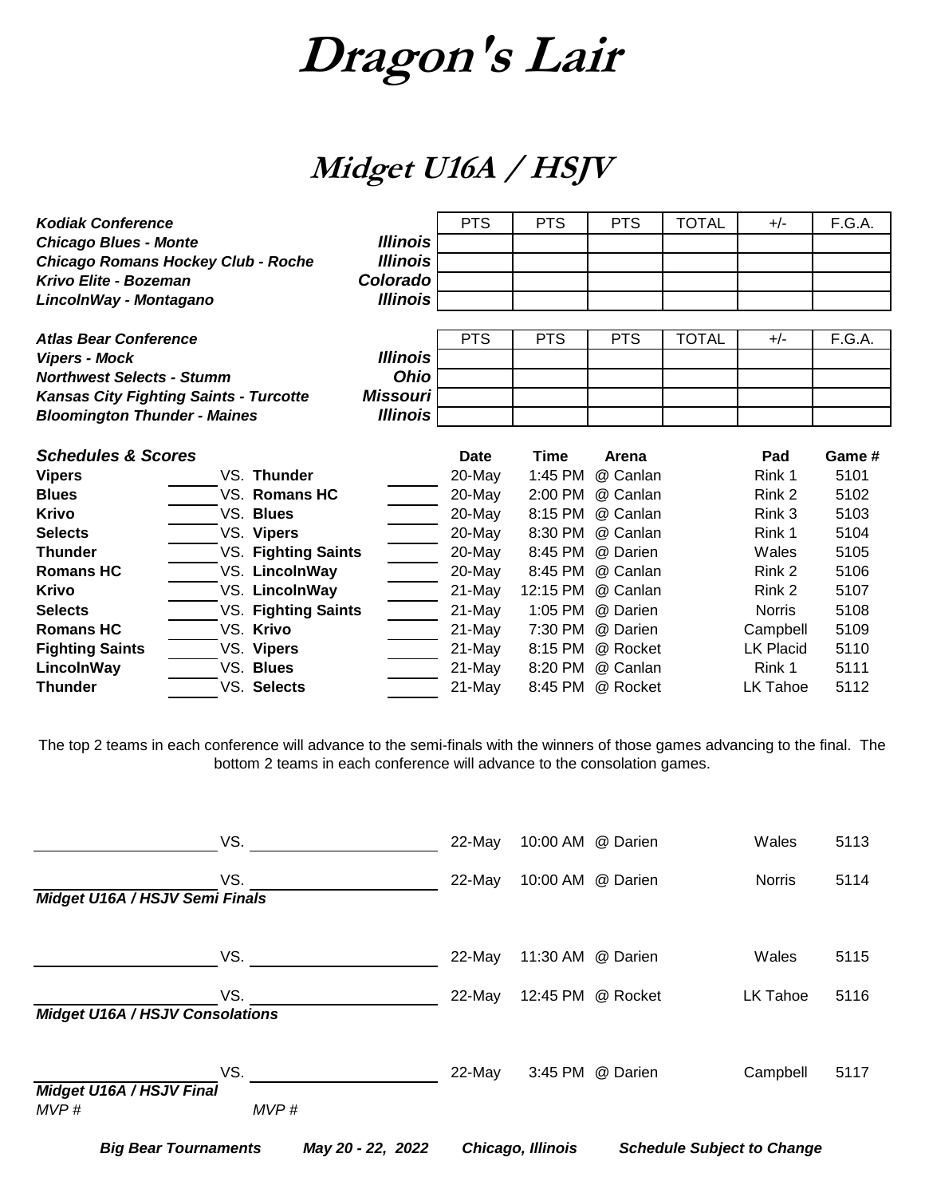# Dragon's Lair

## Midget U16A / HSJV

| *Kodiak Conference* | | PTS | PTS | PTS | TOTAL | +/- | F.G.A. |
|---|---|---|---|---|---|---|---|
| *Chicago Blues - Monte* | *Illinois* | | | | | | |
| *Chicago Romans Hockey Club - Roche* | *Illinois* | | | | | | |
| *Krivo Elite - Bozeman* | *Colorado* | | | | | | |
| *LincolnWay - Montagano* | *Illinois* | | | | | | |

| *Atlas Bear Conference* | | PTS | PTS | PTS | TOTAL | +/- | F.G.A. |
|---|---|---|---|---|---|---|---|
| *Vipers - Mock* | *Illinois* | | | | | | |
| *Northwest Selects - Stumm* | *Ohio* | | | | | | |
| *Kansas City Fighting Saints - Turcotte* | *Missouri* | | | | | | |
| *Bloomington Thunder - Maines* | *Illinois* | | | | | | |

| *Schedules & Scores* | | | | | Date | Time | Arena | Pad | Game # |
|---|---|---|---|---|---|---|---|---|---|
| **Vipers** | | VS. | **Thunder** | | 20-May | 1:45 PM | @ Canlan | Rink 1 | 5101 |
| **Blues** | | VS. | **Romans HC** | | 20-May | 2:00 PM | @ Canlan | Rink 2 | 5102 |
| **Krivo** | | VS. | **Blues** | | 20-May | 8:15 PM | @ Canlan | Rink 3 | 5103 |
| **Selects** | | VS. | **Vipers** | | 20-May | 8:30 PM | @ Canlan | Rink 1 | 5104 |
| **Thunder** | | VS. | **Fighting Saints** | | 20-May | 8:45 PM | @ Darien | Wales | 5105 |
| **Romans HC** | | VS. | **LincolnWay** | | 20-May | 8:45 PM | @ Canlan | Rink 2 | 5106 |
| **Krivo** | | VS. | **LincolnWay** | | 21-May | 12:15 PM | @ Canlan | Rink 2 | 5107 |
| **Selects** | | VS. | **Fighting Saints** | | 21-May | 1:05 PM | @ Darien | Norris | 5108 |
| **Romans HC** | | VS. | **Krivo** | | 21-May | 7:30 PM | @ Darien | Campbell | 5109 |
| **Fighting Saints** | | VS. | **Vipers** | | 21-May | 8:15 PM | @ Rocket | LK Placid | 5110 |
| **LincolnWay** | | VS. | **Blues** | | 21-May | 8:20 PM | @ Canlan | Rink 1 | 5111 |
| **Thunder** | | VS. | **Selects** | | 21-May | 8:45 PM | @ Rocket | LK Tahoe | 5112 |

The top 2 teams in each conference will advance to the semi-finals with the winners of those games advancing to the final. The bottom 2 teams in each conference will advance to the consolation games.

| | | | Date | Time | Arena | Pad | Game # |
|---|---|---|---|---|---|---|---|
| | VS. | | 22-May | 10:00 AM | @ Darien | Wales | 5113 |
| | VS. | | 22-May | 10:00 AM | @ Darien | Norris | 5114 |

*Midget U16A / HSJV Semi Finals*

| | | | Date | Time | Arena | Pad | Game # |
|---|---|---|---|---|---|---|---|
| | VS. | | 22-May | 11:30 AM | @ Darien | Wales | 5115 |
| | VS. | | 22-May | 12:45 PM | @ Rocket | LK Tahoe | 5116 |

*Midget U16A / HSJV Consolations*

| | | | Date | Time | Arena | Pad | Game # |
|---|---|---|---|---|---|---|---|
| | VS. | | 22-May | 3:45 PM | @ Darien | Campbell | 5117 |

*Midget U16A / HSJV Final*

*MVP #* *MVP #*

***Big Bear Tournaments*** ***May 20 - 22, 2022*** ***Chicago, Illinois*** ***Schedule Subject to Change***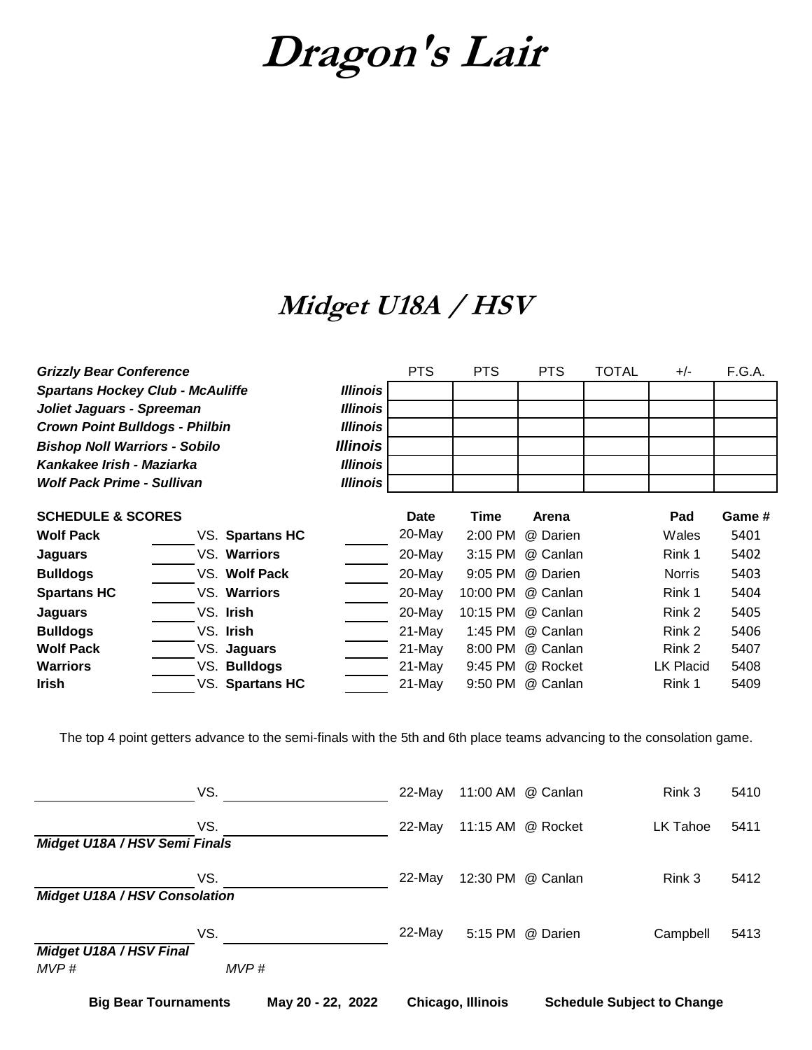# Dragon's Lair

## Midget U18A / HSV

| *Grizzly Bear Conference* | | PTS | PTS | PTS | TOTAL | +/- | F.G.A. |
|---|---|---|---|---|---|---|---|
| ***Spartans Hockey Club - McAuliffe*** | ***Illinois*** | | | | | | |
| ***Joliet Jaguars - Spreeman*** | ***Illinois*** | | | | | | |
| ***Crown Point Bulldogs - Philbin*** | ***Illinois*** | | | | | | |
| ***Bishop Noll Warriors - Sobilo*** | ***Illinois*** | | | | | | |
| ***Kankakee Irish - Maziarka*** | ***Illinois*** | | | | | | |
| ***Wolf Pack Prime - Sullivan*** | ***Illinois*** | | | | | | |

| **SCHEDULE & SCORES** | | | | **Date** | **Time** | **Arena** | **Pad** | **Game #** |
|---|---|---|---|---|---|---|---|---|
| **Wolf Pack** | ______ | VS. **Spartans HC** | ______ | 20-May | 2:00 PM | @ Darien | Wales | 5401 |
| **Jaguars** | ______ | VS. **Warriors** | ______ | 20-May | 3:15 PM | @ Canlan | Rink 1 | 5402 |
| **Bulldogs** | ______ | VS. **Wolf Pack** | ______ | 20-May | 9:05 PM | @ Darien | Norris | 5403 |
| **Spartans HC** | ______ | VS. **Warriors** | ______ | 20-May | 10:00 PM | @ Canlan | Rink 1 | 5404 |
| **Jaguars** | ______ | VS. **Irish** | ______ | 20-May | 10:15 PM | @ Canlan | Rink 2 | 5405 |
| **Bulldogs** | ______ | VS. **Irish** | ______ | 21-May | 1:45 PM | @ Canlan | Rink 2 | 5406 |
| **Wolf Pack** | ______ | VS. **Jaguars** | ______ | 21-May | 8:00 PM | @ Canlan | Rink 2 | 5407 |
| **Warriors** | ______ | VS. **Bulldogs** | ______ | 21-May | 9:45 PM | @ Rocket | LK Placid | 5408 |
| **Irish** | ______ | VS. **Spartans HC** | ______ | 21-May | 9:50 PM | @ Canlan | Rink 1 | 5409 |

The top 4 point getters advance to the semi-finals with the 5th and 6th place teams advancing to the consolation game.

| | | | Date | Time | Arena | Pad | Game # |
|---|---|---|---|---|---|---|---|
| ______________ | VS. | ______________ | 22-May | 11:00 AM | @ Canlan | Rink 3 | 5410 |
| ______________ | VS. | ______________ | 22-May | 11:15 AM | @ Rocket | LK Tahoe | 5411 |

***Midget U18A / HSV Semi Finals***

| | | | Date | Time | Arena | Pad | Game # |
|---|---|---|---|---|---|---|---|
| ______________ | VS. | ______________ | 22-May | 12:30 PM | @ Canlan | Rink 3 | 5412 |

***Midget U18A / HSV Consolation***

| | | | Date | Time | Arena | Pad | Game # |
|---|---|---|---|---|---|---|---|
| ______________ | VS. | ______________ | 22-May | 5:15 PM | @ Darien | Campbell | 5413 |

***Midget U18A / HSV Final***

*MVP #* *MVP #*

**Big Bear Tournaments** **May 20 - 22, 2022** **Chicago, Illinois** **Schedule Subject to Change**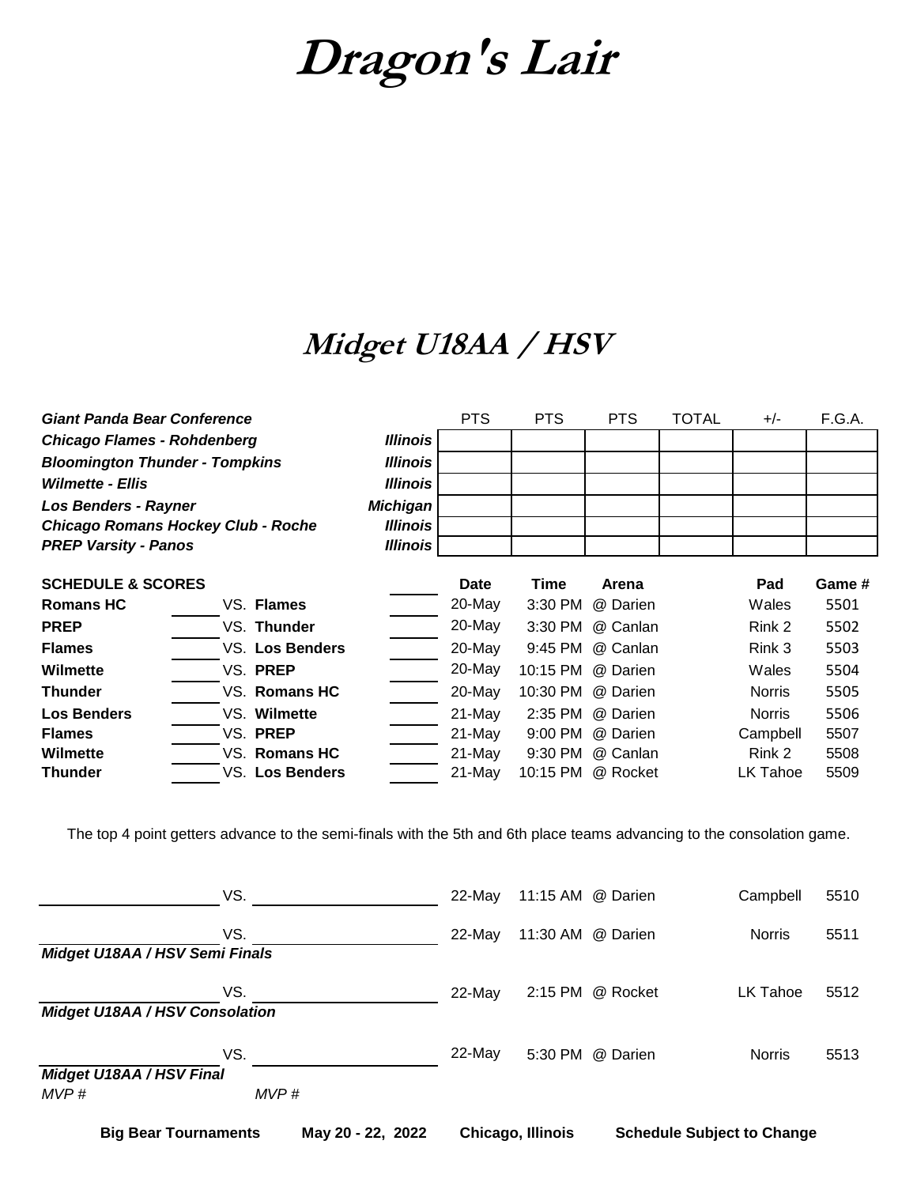# Dragon's Lair

## Midget U18AA / HSV

| *Giant Panda Bear Conference* | | PTS | PTS | PTS | TOTAL | +/- | F.G.A. |
|---|---|---|---|---|---|---|---|
| *Chicago Flames - Rohdenberg* | *Illinois* | | | | | | |
| *Bloomington Thunder - Tompkins* | *Illinois* | | | | | | |
| *Wilmette - Ellis* | *Illinois* | | | | | | |
| *Los Benders - Rayner* | *Michigan* | | | | | | |
| *Chicago Romans Hockey Club - Roche* | *Illinois* | | | | | | |
| *PREP Varsity - Panos* | *Illinois* | | | | | | |

| **SCHEDULE & SCORES** | | | | | Date | Time | Arena | Pad | Game # |
|---|---|---|---|---|---|---|---|---|---|
| **Romans HC** | | VS. | **Flames** | | 20-May | 3:30 PM | @ Darien | Wales | 5501 |
| **PREP** | | VS. | **Thunder** | | 20-May | 3:30 PM | @ Canlan | Rink 2 | 5502 |
| **Flames** | | VS. | **Los Benders** | | 20-May | 9:45 PM | @ Canlan | Rink 3 | 5503 |
| **Wilmette** | | VS. | **PREP** | | 20-May | 10:15 PM | @ Darien | Wales | 5504 |
| **Thunder** | | VS. | **Romans HC** | | 20-May | 10:30 PM | @ Darien | Norris | 5505 |
| **Los Benders** | | VS. | **Wilmette** | | 21-May | 2:35 PM | @ Darien | Norris | 5506 |
| **Flames** | | VS. | **PREP** | | 21-May | 9:00 PM | @ Darien | Campbell | 5507 |
| **Wilmette** | | VS. | **Romans HC** | | 21-May | 9:30 PM | @ Canlan | Rink 2 | 5508 |
| **Thunder** | | VS. | **Los Benders** | | 21-May | 10:15 PM | @ Rocket | LK Tahoe | 5509 |

The top 4 point getters advance to the semi-finals with the 5th and 6th place teams advancing to the consolation game.

| | | | Date | Time | Arena | Pad | Game # |
|---|---|---|---|---|---|---|---|
| | VS. | | 22-May | 11:15 AM | @ Darien | Campbell | 5510 |
| | VS. | | 22-May | 11:30 AM | @ Darien | Norris | 5511 |

*Midget U18AA / HSV Semi Finals*

| | | | Date | Time | Arena | Pad | Game # |
|---|---|---|---|---|---|---|---|
| | VS. | | 22-May | 2:15 PM | @ Rocket | LK Tahoe | 5512 |

*Midget U18AA / HSV Consolation*

| | | | Date | Time | Arena | Pad | Game # |
|---|---|---|---|---|---|---|---|
| | VS. | | 22-May | 5:30 PM | @ Darien | Norris | 5513 |

*Midget U18AA / HSV Final*

*MVP #* *MVP #*

**Big Bear Tournaments** **May 20 - 22, 2022** **Chicago, Illinois** **Schedule Subject to Change**